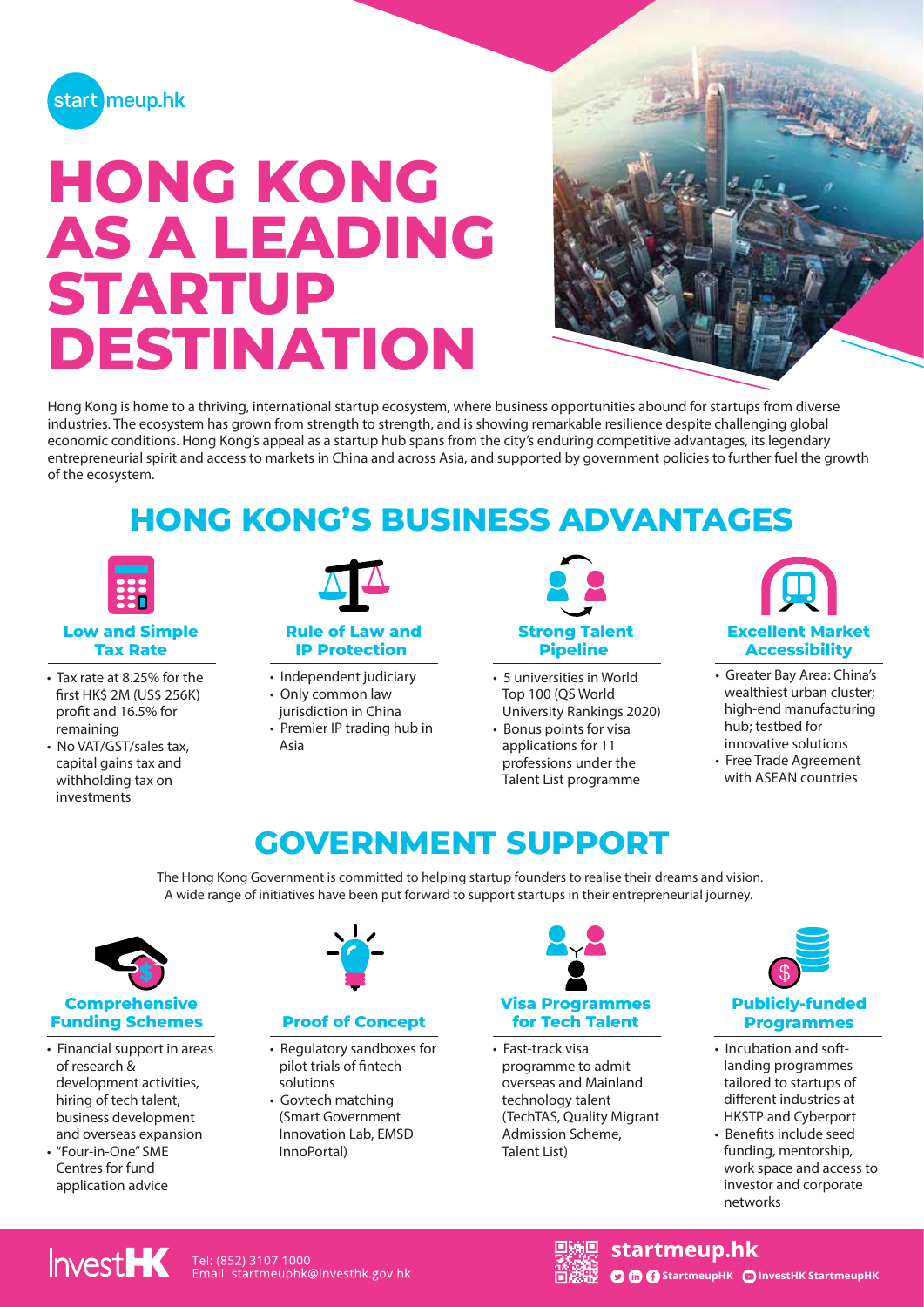start meup.hk

# HONG KONG AS A LEADING STARTUP DESTINATION

Hong Kong is home to a thriving, international startup ecosystem, where business opportunities abound for startups from diverse industries. The ecosystem has grown from strength to strength, and is showing remarkable resilience despite challenging global economic conditions. Hong Kong's appeal as a startup hub spans from the city's enduring competitive advantages, its legendary entrepreneurial spirit and access to markets in China and across Asia, and supported by government policies to further fuel the growth of the ecosystem.

## HONG KONG'S BUSINESS ADVANTAGES

### Low and Simple Tax Rate

- Tax rate at 8.25% for the first HK$ 2M (US$ 256K) profit and 16.5% for remaining
- No VAT/GST/sales tax, capital gains tax and withholding tax on investments

### Rule of Law and IP Protection

- Independent judiciary
- Only common law jurisdiction in China
- Premier IP trading hub in Asia

### Strong Talent Pipeline

- 5 universities in World Top 100 (QS World University Rankings 2020)
- Bonus points for visa applications for 11 professions under the Talent List programme

### Excellent Market Accessibility

- Greater Bay Area: China's wealthiest urban cluster; high-end manufacturing hub; testbed for innovative solutions
- Free Trade Agreement with ASEAN countries

## GOVERNMENT SUPPORT

The Hong Kong Government is committed to helping startup founders to realise their dreams and vision. A wide range of initiatives have been put forward to support startups in their entrepreneurial journey.

### Comprehensive Funding Schemes

- Financial support in areas of research & development activities, hiring of tech talent, business development and overseas expansion
- "Four-in-One" SME Centres for fund application advice

### Proof of Concept

- Regulatory sandboxes for pilot trials of fintech solutions
- Govtech matching (Smart Government Innovation Lab, EMSD InnoPortal)

### Visa Programmes for Tech Talent

- Fast-track visa programme to admit overseas and Mainland technology talent (TechTAS, Quality Migrant Admission Scheme, Talent List)

### Publicly-funded Programmes

- Incubation and soft-landing programmes tailored to startups of different industries at HKSTP and Cyberport
- Benefits include seed funding, mentorship, work space and access to investor and corporate networks

InvestHK

Tel: (852) 3107 1000
Email: startmeuphk@investhk.gov.hk

startmeup.hk

StartmeupHK InvestHK StartmeupHK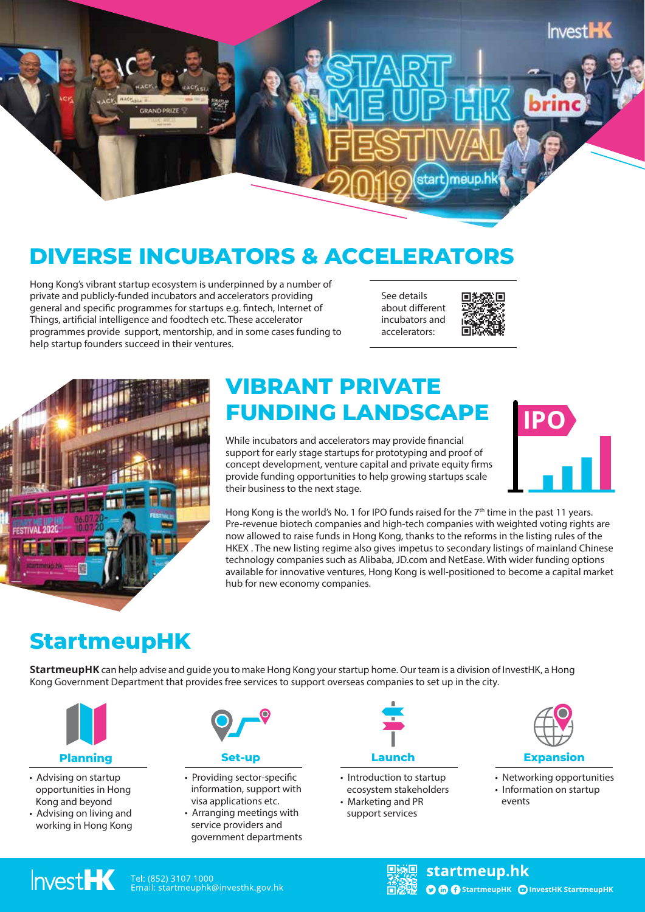## DIVERSE INCUBATORS & ACCELERATORS

Hong Kong's vibrant startup ecosystem is underpinned by a number of private and publicly-funded incubators and accelerators providing general and specific programmes for startups e.g. fintech, Internet of Things, artificial intelligence and foodtech etc. These accelerator programmes provide support, mentorship, and in some cases funding to help startup founders succeed in their ventures.

See details about different incubators and accelerators:

## VIBRANT PRIVATE FUNDING LANDSCAPE

While incubators and accelerators may provide financial support for early stage startups for prototyping and proof of concept development, venture capital and private equity firms provide funding opportunities to help growing startups scale their business to the next stage.

IPO

Hong Kong is the world's No. 1 for IPO funds raised for the 7th time in the past 11 years. Pre-revenue biotech companies and high-tech companies with weighted voting rights are now allowed to raise funds in Hong Kong, thanks to the reforms in the listing rules of the HKEX . The new listing regime also gives impetus to secondary listings of mainland Chinese technology companies such as Alibaba, JD.com and NetEase. With wider funding options available for innovative ventures, Hong Kong is well-positioned to become a capital market hub for new economy companies.

## StartmeupHK

**StartmeupHK** can help advise and guide you to make Hong Kong your startup home. Our team is a division of InvestHK, a Hong Kong Government Department that provides free services to support overseas companies to set up in the city.

### Planning

- Advising on startup opportunities in Hong Kong and beyond
- Advising on living and working in Hong Kong

### Set-up

- Providing sector-specific information, support with visa applications etc.
- Arranging meetings with service providers and government departments

### Launch

- Introduction to startup ecosystem stakeholders
- Marketing and PR support services

### Expansion

- Networking opportunities
- Information on startup events

InvestHK

Tel: (852) 3107 1000
Email: startmeuphk@investhk.gov.hk

startmeup.hk

StartmeupHK InvestHK StartmeupHK